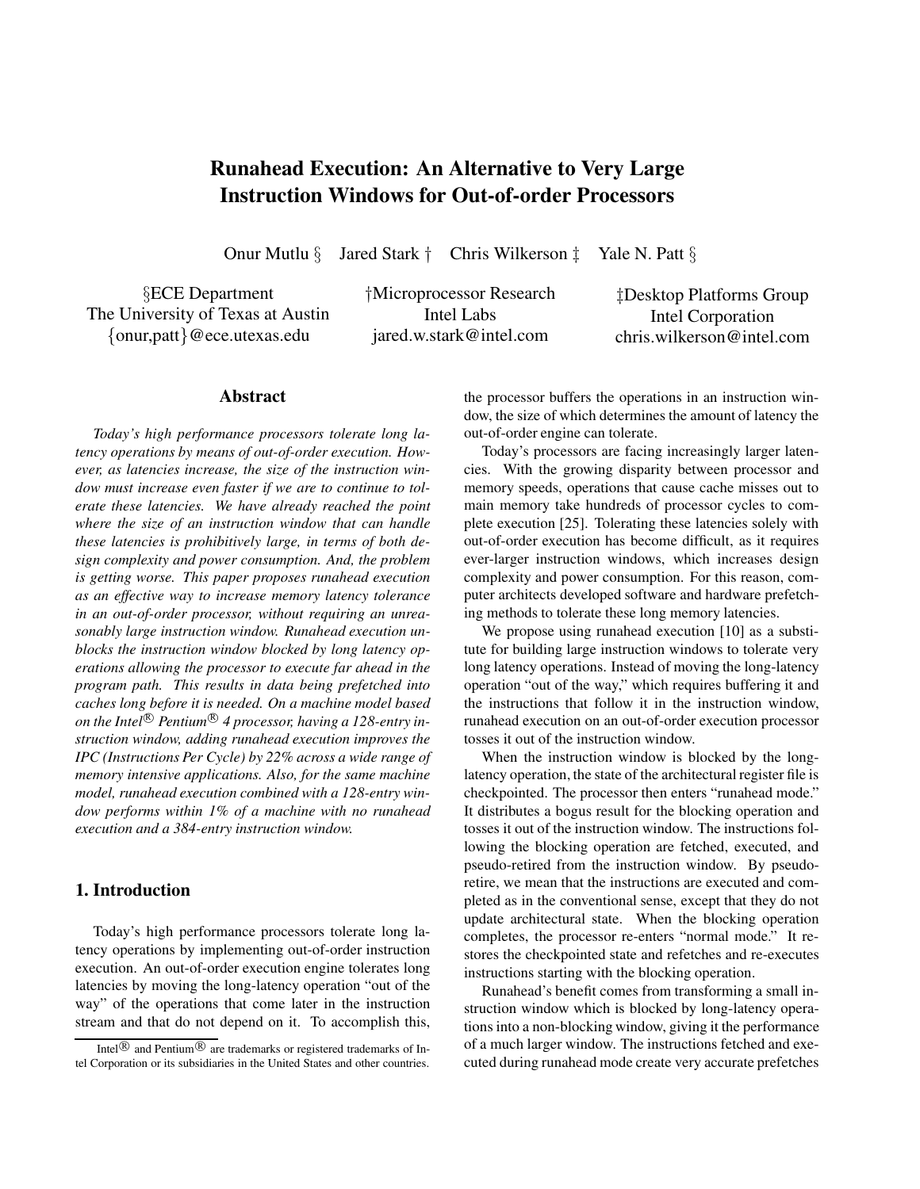# Runahead Execution: An Alternative to Very Large Instruction Windows for Out-of-order Processors

Onur Mutlu § Jared Stark † Chris Wilkerson ‡ Yale N. Patt §

§ECE Department
The University of Texas at Austin
{onur,patt}@ece.utexas.edu

†Microprocessor Research
Intel Labs
jared.w.stark@intel.com

‡Desktop Platforms Group
Intel Corporation
chris.wilkerson@intel.com

## Abstract

*Today's high performance processors tolerate long latency operations by means of out-of-order execution. However, as latencies increase, the size of the instruction window must increase even faster if we are to continue to tolerate these latencies. We have already reached the point where the size of an instruction window that can handle these latencies is prohibitively large, in terms of both design complexity and power consumption. And, the problem is getting worse. This paper proposes runahead execution as an effective way to increase memory latency tolerance in an out-of-order processor, without requiring an unreasonably large instruction window. Runahead execution unblocks the instruction window blocked by long latency operations allowing the processor to execute far ahead in the program path. This results in data being prefetched into caches long before it is needed. On a machine model based on the Intel® Pentium® 4 processor, having a 128-entry instruction window, adding runahead execution improves the IPC (Instructions Per Cycle) by 22% across a wide range of memory intensive applications. Also, for the same machine model, runahead execution combined with a 128-entry window performs within 1% of a machine with no runahead execution and a 384-entry instruction window.*

## 1. Introduction

Today's high performance processors tolerate long latency operations by implementing out-of-order instruction execution. An out-of-order execution engine tolerates long latencies by moving the long-latency operation "out of the way" of the operations that come later in the instruction stream and that do not depend on it. To accomplish this, the processor buffers the operations in an instruction window, the size of which determines the amount of latency the out-of-order engine can tolerate.

Today's processors are facing increasingly larger latencies. With the growing disparity between processor and memory speeds, operations that cause cache misses out to main memory take hundreds of processor cycles to complete execution [25]. Tolerating these latencies solely with out-of-order execution has become difficult, as it requires ever-larger instruction windows, which increases design complexity and power consumption. For this reason, computer architects developed software and hardware prefetching methods to tolerate these long memory latencies.

We propose using runahead execution [10] as a substitute for building large instruction windows to tolerate very long latency operations. Instead of moving the long-latency operation "out of the way," which requires buffering it and the instructions that follow it in the instruction window, runahead execution on an out-of-order execution processor tosses it out of the instruction window.

When the instruction window is blocked by the long-latency operation, the state of the architectural register file is checkpointed. The processor then enters "runahead mode." It distributes a bogus result for the blocking operation and tosses it out of the instruction window. The instructions following the blocking operation are fetched, executed, and pseudo-retired from the instruction window. By pseudo-retire, we mean that the instructions are executed and completed as in the conventional sense, except that they do not update architectural state. When the blocking operation completes, the processor re-enters "normal mode." It restores the checkpointed state and refetches and re-executes instructions starting with the blocking operation.

Runahead's benefit comes from transforming a small instruction window which is blocked by long-latency operations into a non-blocking window, giving it the performance of a much larger window. The instructions fetched and executed during runahead mode create very accurate prefetches

Intel® and Pentium® are trademarks or registered trademarks of Intel Corporation or its subsidiaries in the United States and other countries.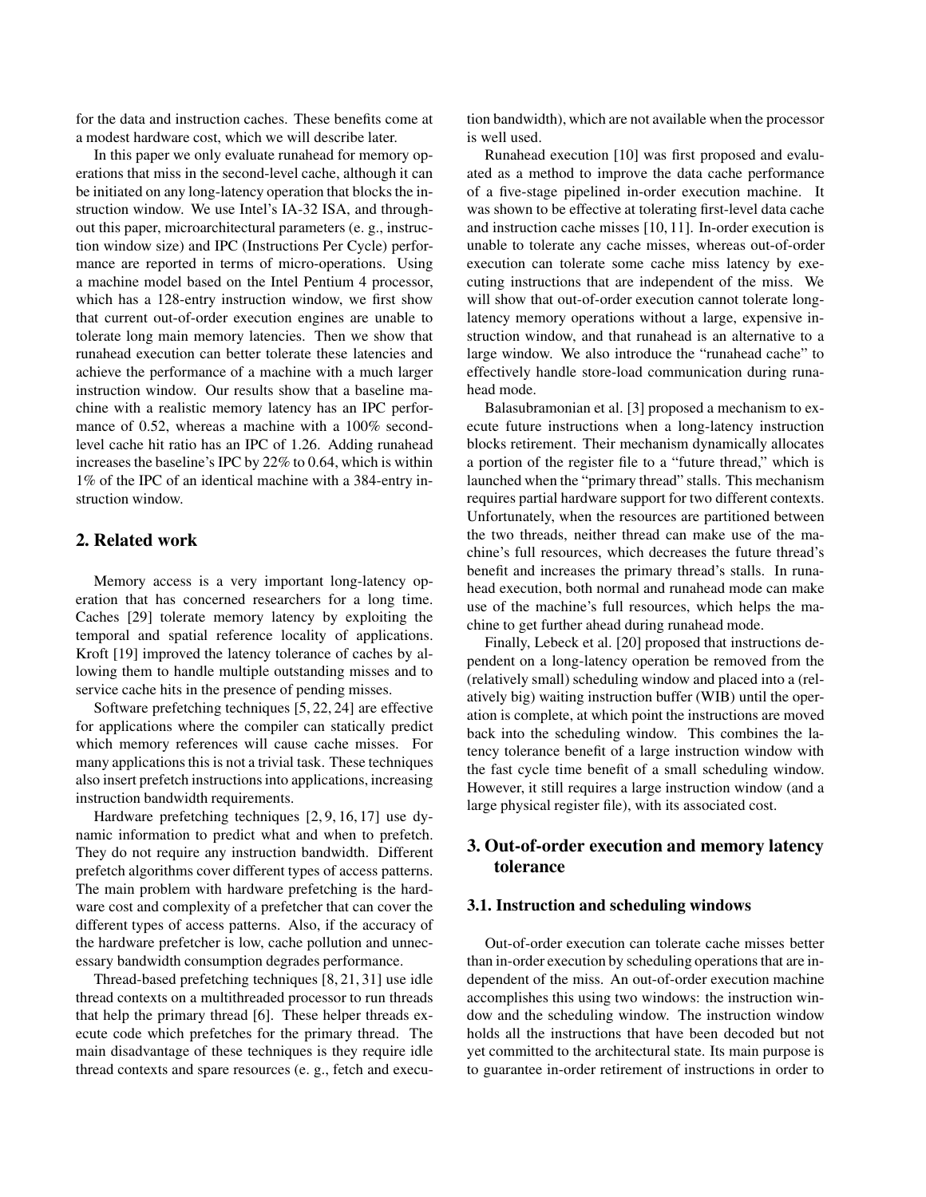for the data and instruction caches. These benefits come at a modest hardware cost, which we will describe later.

In this paper we only evaluate runahead for memory operations that miss in the second-level cache, although it can be initiated on any long-latency operation that blocks the instruction window. We use Intel's IA-32 ISA, and throughout this paper, microarchitectural parameters (e. g., instruction window size) and IPC (Instructions Per Cycle) performance are reported in terms of micro-operations. Using a machine model based on the Intel Pentium 4 processor, which has a 128-entry instruction window, we first show that current out-of-order execution engines are unable to tolerate long main memory latencies. Then we show that runahead execution can better tolerate these latencies and achieve the performance of a machine with a much larger instruction window. Our results show that a baseline machine with a realistic memory latency has an IPC performance of 0.52, whereas a machine with a 100% second-level cache hit ratio has an IPC of 1.26. Adding runahead increases the baseline's IPC by 22% to 0.64, which is within 1% of the IPC of an identical machine with a 384-entry instruction window.

## 2. Related work

Memory access is a very important long-latency operation that has concerned researchers for a long time. Caches [29] tolerate memory latency by exploiting the temporal and spatial reference locality of applications. Kroft [19] improved the latency tolerance of caches by allowing them to handle multiple outstanding misses and to service cache hits in the presence of pending misses.

Software prefetching techniques [5, 22, 24] are effective for applications where the compiler can statically predict which memory references will cause cache misses. For many applications this is not a trivial task. These techniques also insert prefetch instructions into applications, increasing instruction bandwidth requirements.

Hardware prefetching techniques [2, 9, 16, 17] use dynamic information to predict what and when to prefetch. They do not require any instruction bandwidth. Different prefetch algorithms cover different types of access patterns. The main problem with hardware prefetching is the hardware cost and complexity of a prefetcher that can cover the different types of access patterns. Also, if the accuracy of the hardware prefetcher is low, cache pollution and unnecessary bandwidth consumption degrades performance.

Thread-based prefetching techniques [8, 21, 31] use idle thread contexts on a multithreaded processor to run threads that help the primary thread [6]. These helper threads execute code which prefetches for the primary thread. The main disadvantage of these techniques is they require idle thread contexts and spare resources (e. g., fetch and execution bandwidth), which are not available when the processor is well used.

Runahead execution [10] was first proposed and evaluated as a method to improve the data cache performance of a five-stage pipelined in-order execution machine. It was shown to be effective at tolerating first-level data cache and instruction cache misses [10, 11]. In-order execution is unable to tolerate any cache misses, whereas out-of-order execution can tolerate some cache miss latency by executing instructions that are independent of the miss. We will show that out-of-order execution cannot tolerate long-latency memory operations without a large, expensive instruction window, and that runahead is an alternative to a large window. We also introduce the "runahead cache" to effectively handle store-load communication during runahead mode.

Balasubramonian et al. [3] proposed a mechanism to execute future instructions when a long-latency instruction blocks retirement. Their mechanism dynamically allocates a portion of the register file to a "future thread," which is launched when the "primary thread" stalls. This mechanism requires partial hardware support for two different contexts. Unfortunately, when the resources are partitioned between the two threads, neither thread can make use of the machine's full resources, which decreases the future thread's benefit and increases the primary thread's stalls. In runahead execution, both normal and runahead mode can make use of the machine's full resources, which helps the machine to get further ahead during runahead mode.

Finally, Lebeck et al. [20] proposed that instructions dependent on a long-latency operation be removed from the (relatively small) scheduling window and placed into a (relatively big) waiting instruction buffer (WIB) until the operation is complete, at which point the instructions are moved back into the scheduling window. This combines the latency tolerance benefit of a large instruction window with the fast cycle time benefit of a small scheduling window. However, it still requires a large instruction window (and a large physical register file), with its associated cost.

## 3. Out-of-order execution and memory latency tolerance

### 3.1. Instruction and scheduling windows

Out-of-order execution can tolerate cache misses better than in-order execution by scheduling operations that are independent of the miss. An out-of-order execution machine accomplishes this using two windows: the instruction window and the scheduling window. The instruction window holds all the instructions that have been decoded but not yet committed to the architectural state. Its main purpose is to guarantee in-order retirement of instructions in order to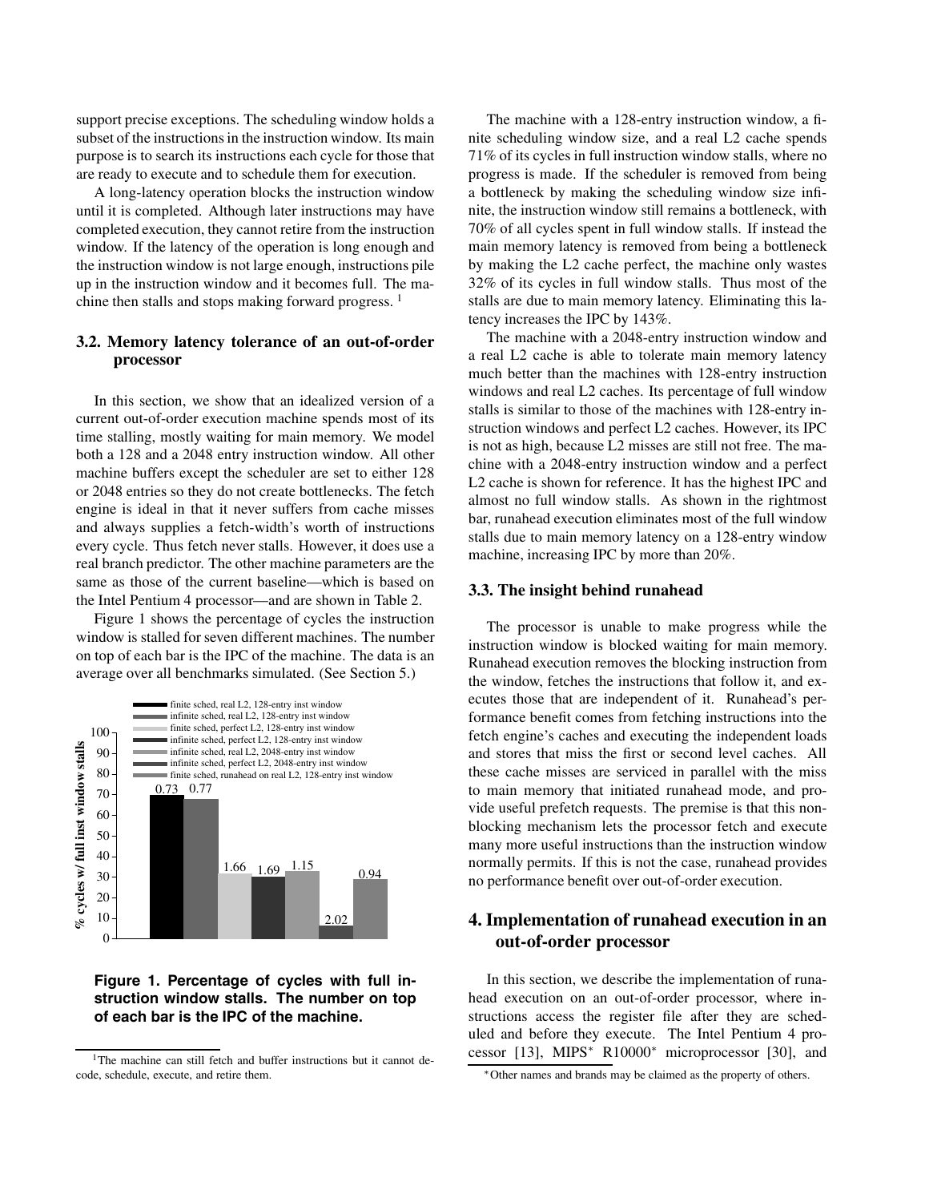support precise exceptions. The scheduling window holds a subset of the instructions in the instruction window. Its main purpose is to search its instructions each cycle for those that are ready to execute and to schedule them for execution.

A long-latency operation blocks the instruction window until it is completed. Although later instructions may have completed execution, they cannot retire from the instruction window. If the latency of the operation is long enough and the instruction window is not large enough, instructions pile up in the instruction window and it becomes full. The machine then stalls and stops making forward progress. [1]

### 3.2. Memory latency tolerance of an out-of-order processor

In this section, we show that an idealized version of a current out-of-order execution machine spends most of its time stalling, mostly waiting for main memory. We model both a 128 and a 2048 entry instruction window. All other machine buffers except the scheduler are set to either 128 or 2048 entries so they do not create bottlenecks. The fetch engine is ideal in that it never suffers from cache misses and always supplies a fetch-width's worth of instructions every cycle. Thus fetch never stalls. However, it does use a real branch predictor. The other machine parameters are the same as those of the current baseline—which is based on the Intel Pentium 4 processor—and are shown in Table 2.

Figure 1 shows the percentage of cycles the instruction window is stalled for seven different machines. The number on top of each bar is the IPC of the machine. The data is an average over all benchmarks simulated. (See Section 5.)

**Figure 1. Percentage of cycles with full instruction window stalls. The number on top of each bar is the IPC of the machine.**

The machine with a 128-entry instruction window, a finite scheduling window size, and a real L2 cache spends 71% of its cycles in full instruction window stalls, where no progress is made. If the scheduler is removed from being a bottleneck by making the scheduling window size infinite, the instruction window still remains a bottleneck, with 70% of all cycles spent in full window stalls. If instead the main memory latency is removed from being a bottleneck by making the L2 cache perfect, the machine only wastes 32% of its cycles in full window stalls. Thus most of the stalls are due to main memory latency. Eliminating this latency increases the IPC by 143%.

The machine with a 2048-entry instruction window and a real L2 cache is able to tolerate main memory latency much better than the machines with 128-entry instruction windows and real L2 caches. Its percentage of full window stalls is similar to those of the machines with 128-entry instruction windows and perfect L2 caches. However, its IPC is not as high, because L2 misses are still not free. The machine with a 2048-entry instruction window and a perfect L2 cache is shown for reference. It has the highest IPC and almost no full window stalls. As shown in the rightmost bar, runahead execution eliminates most of the full window stalls due to main memory latency on a 128-entry window machine, increasing IPC by more than 20%.

### 3.3. The insight behind runahead

The processor is unable to make progress while the instruction window is blocked waiting for main memory. Runahead execution removes the blocking instruction from the window, fetches the instructions that follow it, and executes those that are independent of it. Runahead's performance benefit comes from fetching instructions into the fetch engine's caches and executing the independent loads and stores that miss the first or second level caches. All these cache misses are serviced in parallel with the miss to main memory that initiated runahead mode, and provide useful prefetch requests. The premise is that this nonblocking mechanism lets the processor fetch and execute many more useful instructions than the instruction window normally permits. If this is not the case, runahead provides no performance benefit over out-of-order execution.

## 4. Implementation of runahead execution in an out-of-order processor

In this section, we describe the implementation of runahead execution on an out-of-order processor, where instructions access the register file after they are scheduled and before they execute. The Intel Pentium 4 processor [13], MIPS* R10000* microprocessor [30], and

[1] The machine can still fetch and buffer instructions but it cannot decode, schedule, execute, and retire them.

*Other names and brands may be claimed as the property of others.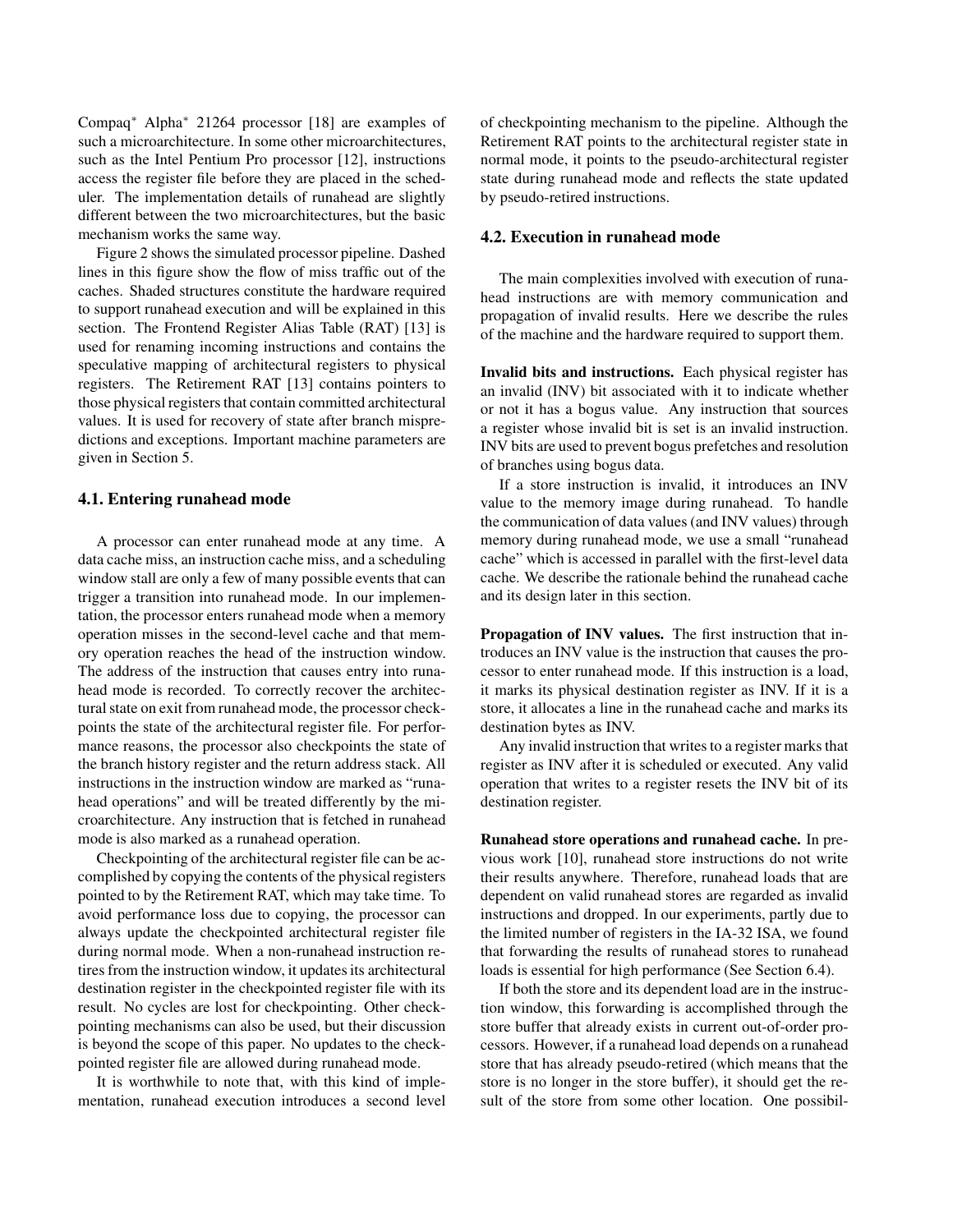Compaq* Alpha* 21264 processor [18] are examples of such a microarchitecture. In some other microarchitectures, such as the Intel Pentium Pro processor [12], instructions access the register file before they are placed in the scheduler. The implementation details of runahead are slightly different between the two microarchitectures, but the basic mechanism works the same way.

Figure 2 shows the simulated processor pipeline. Dashed lines in this figure show the flow of miss traffic out of the caches. Shaded structures constitute the hardware required to support runahead execution and will be explained in this section. The Frontend Register Alias Table (RAT) [13] is used for renaming incoming instructions and contains the speculative mapping of architectural registers to physical registers. The Retirement RAT [13] contains pointers to those physical registers that contain committed architectural values. It is used for recovery of state after branch mispredictions and exceptions. Important machine parameters are given in Section 5.

### 4.1. Entering runahead mode

A processor can enter runahead mode at any time. A data cache miss, an instruction cache miss, and a scheduling window stall are only a few of many possible events that can trigger a transition into runahead mode. In our implementation, the processor enters runahead mode when a memory operation misses in the second-level cache and that memory operation reaches the head of the instruction window. The address of the instruction that causes entry into runahead mode is recorded. To correctly recover the architectural state on exit from runahead mode, the processor checkpoints the state of the architectural register file. For performance reasons, the processor also checkpoints the state of the branch history register and the return address stack. All instructions in the instruction window are marked as "runahead operations" and will be treated differently by the microarchitecture. Any instruction that is fetched in runahead mode is also marked as a runahead operation.

Checkpointing of the architectural register file can be accomplished by copying the contents of the physical registers pointed to by the Retirement RAT, which may take time. To avoid performance loss due to copying, the processor can always update the checkpointed architectural register file during normal mode. When a non-runahead instruction retires from the instruction window, it updates its architectural destination register in the checkpointed register file with its result. No cycles are lost for checkpointing. Other checkpointing mechanisms can also be used, but their discussion is beyond the scope of this paper. No updates to the checkpointed register file are allowed during runahead mode.

It is worthwhile to note that, with this kind of implementation, runahead execution introduces a second level of checkpointing mechanism to the pipeline. Although the Retirement RAT points to the architectural register state in normal mode, it points to the pseudo-architectural register state during runahead mode and reflects the state updated by pseudo-retired instructions.

### 4.2. Execution in runahead mode

The main complexities involved with execution of runahead instructions are with memory communication and propagation of invalid results. Here we describe the rules of the machine and the hardware required to support them.

**Invalid bits and instructions.** Each physical register has an invalid (INV) bit associated with it to indicate whether or not it has a bogus value. Any instruction that sources a register whose invalid bit is set is an invalid instruction. INV bits are used to prevent bogus prefetches and resolution of branches using bogus data.

If a store instruction is invalid, it introduces an INV value to the memory image during runahead. To handle the communication of data values (and INV values) through memory during runahead mode, we use a small "runahead cache" which is accessed in parallel with the first-level data cache. We describe the rationale behind the runahead cache and its design later in this section.

**Propagation of INV values.** The first instruction that introduces an INV value is the instruction that causes the processor to enter runahead mode. If this instruction is a load, it marks its physical destination register as INV. If it is a store, it allocates a line in the runahead cache and marks its destination bytes as INV.

Any invalid instruction that writes to a register marks that register as INV after it is scheduled or executed. Any valid operation that writes to a register resets the INV bit of its destination register.

**Runahead store operations and runahead cache.** In previous work [10], runahead store instructions do not write their results anywhere. Therefore, runahead loads that are dependent on valid runahead stores are regarded as invalid instructions and dropped. In our experiments, partly due to the limited number of registers in the IA-32 ISA, we found that forwarding the results of runahead stores to runahead loads is essential for high performance (See Section 6.4).

If both the store and its dependent load are in the instruction window, this forwarding is accomplished through the store buffer that already exists in current out-of-order processors. However, if a runahead load depends on a runahead store that has already pseudo-retired (which means that the store is no longer in the store buffer), it should get the result of the store from some other location. One possibil-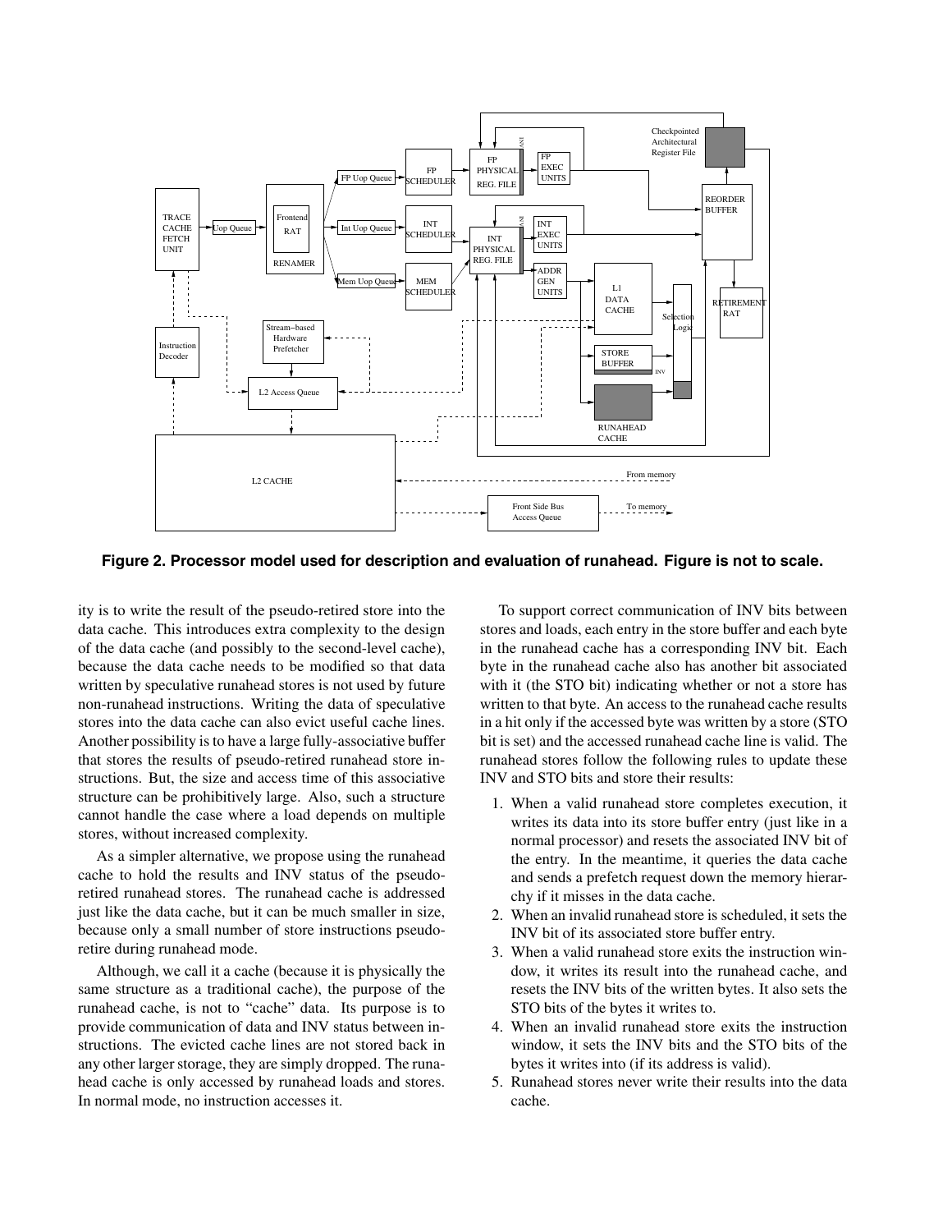**Figure 2. Processor model used for description and evaluation of runahead. Figure is not to scale.**

ity is to write the result of the pseudo-retired store into the data cache. This introduces extra complexity to the design of the data cache (and possibly to the second-level cache), because the data cache needs to be modified so that data written by speculative runahead stores is not used by future non-runahead instructions. Writing the data of speculative stores into the data cache can also evict useful cache lines. Another possibility is to have a large fully-associative buffer that stores the results of pseudo-retired runahead store instructions. But, the size and access time of this associative structure can be prohibitively large. Also, such a structure cannot handle the case where a load depends on multiple stores, without increased complexity.

As a simpler alternative, we propose using the runahead cache to hold the results and INV status of the pseudo-retired runahead stores. The runahead cache is addressed just like the data cache, but it can be much smaller in size, because only a small number of store instructions pseudo-retire during runahead mode.

Although, we call it a cache (because it is physically the same structure as a traditional cache), the purpose of the runahead cache, is not to "cache" data. Its purpose is to provide communication of data and INV status between instructions. The evicted cache lines are not stored back in any other larger storage, they are simply dropped. The runahead cache is only accessed by runahead loads and stores. In normal mode, no instruction accesses it.

To support correct communication of INV bits between stores and loads, each entry in the store buffer and each byte in the runahead cache has a corresponding INV bit. Each byte in the runahead cache also has another bit associated with it (the STO bit) indicating whether or not a store has written to that byte. An access to the runahead cache results in a hit only if the accessed byte was written by a store (STO bit is set) and the accessed runahead cache line is valid. The runahead stores follow the following rules to update these INV and STO bits and store their results:

1. When a valid runahead store completes execution, it writes its data into its store buffer entry (just like in a normal processor) and resets the associated INV bit of the entry. In the meantime, it queries the data cache and sends a prefetch request down the memory hierarchy if it misses in the data cache.
2. When an invalid runahead store is scheduled, it sets the INV bit of its associated store buffer entry.
3. When a valid runahead store exits the instruction window, it writes its result into the runahead cache, and resets the INV bits of the written bytes. It also sets the STO bits of the bytes it writes to.
4. When an invalid runahead store exits the instruction window, it sets the INV bits and the STO bits of the bytes it writes into (if its address is valid).
5. Runahead stores never write their results into the data cache.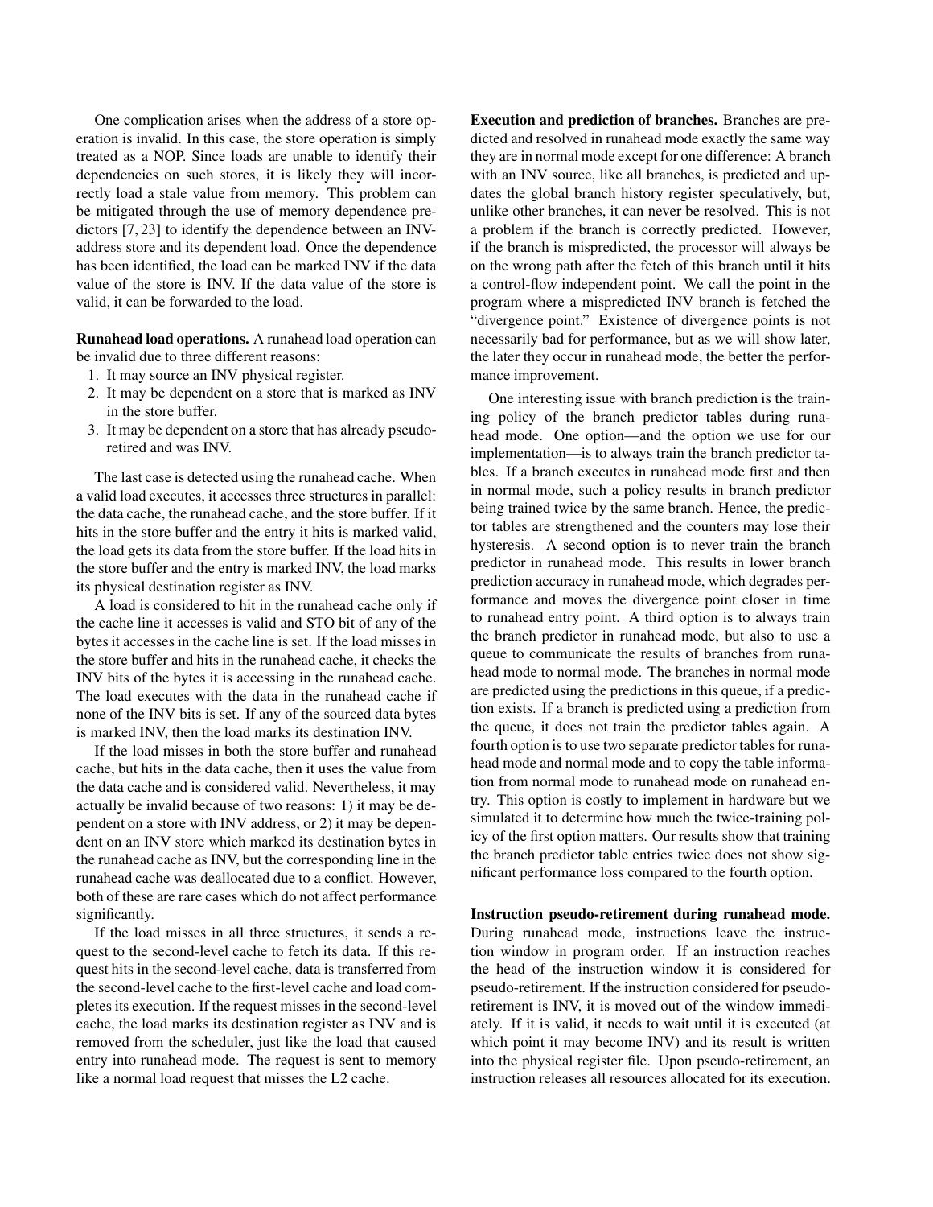One complication arises when the address of a store operation is invalid. In this case, the store operation is simply treated as a NOP. Since loads are unable to identify their dependencies on such stores, it is likely they will incorrectly load a stale value from memory. This problem can be mitigated through the use of memory dependence predictors [7, 23] to identify the dependence between an INV-address store and its dependent load. Once the dependence has been identified, the load can be marked INV if the data value of the store is INV. If the data value of the store is valid, it can be forwarded to the load.

**Runahead load operations.** A runahead load operation can be invalid due to three different reasons:

1. It may source an INV physical register.
2. It may be dependent on a store that is marked as INV in the store buffer.
3. It may be dependent on a store that has already pseudo-retired and was INV.

The last case is detected using the runahead cache. When a valid load executes, it accesses three structures in parallel: the data cache, the runahead cache, and the store buffer. If it hits in the store buffer and the entry it hits is marked valid, the load gets its data from the store buffer. If the load hits in the store buffer and the entry is marked INV, the load marks its physical destination register as INV.

A load is considered to hit in the runahead cache only if the cache line it accesses is valid and STO bit of any of the bytes it accesses in the cache line is set. If the load misses in the store buffer and hits in the runahead cache, it checks the INV bits of the bytes it is accessing in the runahead cache. The load executes with the data in the runahead cache if none of the INV bits is set. If any of the sourced data bytes is marked INV, then the load marks its destination INV.

If the load misses in both the store buffer and runahead cache, but hits in the data cache, then it uses the value from the data cache and is considered valid. Nevertheless, it may actually be invalid because of two reasons: 1) it may be dependent on a store with INV address, or 2) it may be dependent on an INV store which marked its destination bytes in the runahead cache as INV, but the corresponding line in the runahead cache was deallocated due to a conflict. However, both of these are rare cases which do not affect performance significantly.

If the load misses in all three structures, it sends a request to the second-level cache to fetch its data. If this request hits in the second-level cache, data is transferred from the second-level cache to the first-level cache and load completes its execution. If the request misses in the second-level cache, the load marks its destination register as INV and is removed from the scheduler, just like the load that caused entry into runahead mode. The request is sent to memory like a normal load request that misses the L2 cache.

**Execution and prediction of branches.** Branches are predicted and resolved in runahead mode exactly the same way they are in normal mode except for one difference: A branch with an INV source, like all branches, is predicted and updates the global branch history register speculatively, but, unlike other branches, it can never be resolved. This is not a problem if the branch is correctly predicted. However, if the branch is mispredicted, the processor will always be on the wrong path after the fetch of this branch until it hits a control-flow independent point. We call the point in the program where a mispredicted INV branch is fetched the "divergence point." Existence of divergence points is not necessarily bad for performance, but as we will show later, the later they occur in runahead mode, the better the performance improvement.

One interesting issue with branch prediction is the training policy of the branch predictor tables during runahead mode. One option—and the option we use for our implementation—is to always train the branch predictor tables. If a branch executes in runahead mode first and then in normal mode, such a policy results in branch predictor being trained twice by the same branch. Hence, the predictor tables are strengthened and the counters may lose their hysteresis. A second option is to never train the branch predictor in runahead mode. This results in lower branch prediction accuracy in runahead mode, which degrades performance and moves the divergence point closer in time to runahead entry point. A third option is to always train the branch predictor in runahead mode, but also to use a queue to communicate the results of branches from runahead mode to normal mode. The branches in normal mode are predicted using the predictions in this queue, if a prediction exists. If a branch is predicted using a prediction from the queue, it does not train the predictor tables again. A fourth option is to use two separate predictor tables for runahead mode and normal mode and to copy the table information from normal mode to runahead mode on runahead entry. This option is costly to implement in hardware but we simulated it to determine how much the twice-training policy of the first option matters. Our results show that training the branch predictor table entries twice does not show significant performance loss compared to the fourth option.

**Instruction pseudo-retirement during runahead mode.** During runahead mode, instructions leave the instruction window in program order. If an instruction reaches the head of the instruction window it is considered for pseudo-retirement. If the instruction considered for pseudo-retirement is INV, it is moved out of the window immediately. If it is valid, it needs to wait until it is executed (at which point it may become INV) and its result is written into the physical register file. Upon pseudo-retirement, an instruction releases all resources allocated for its execution.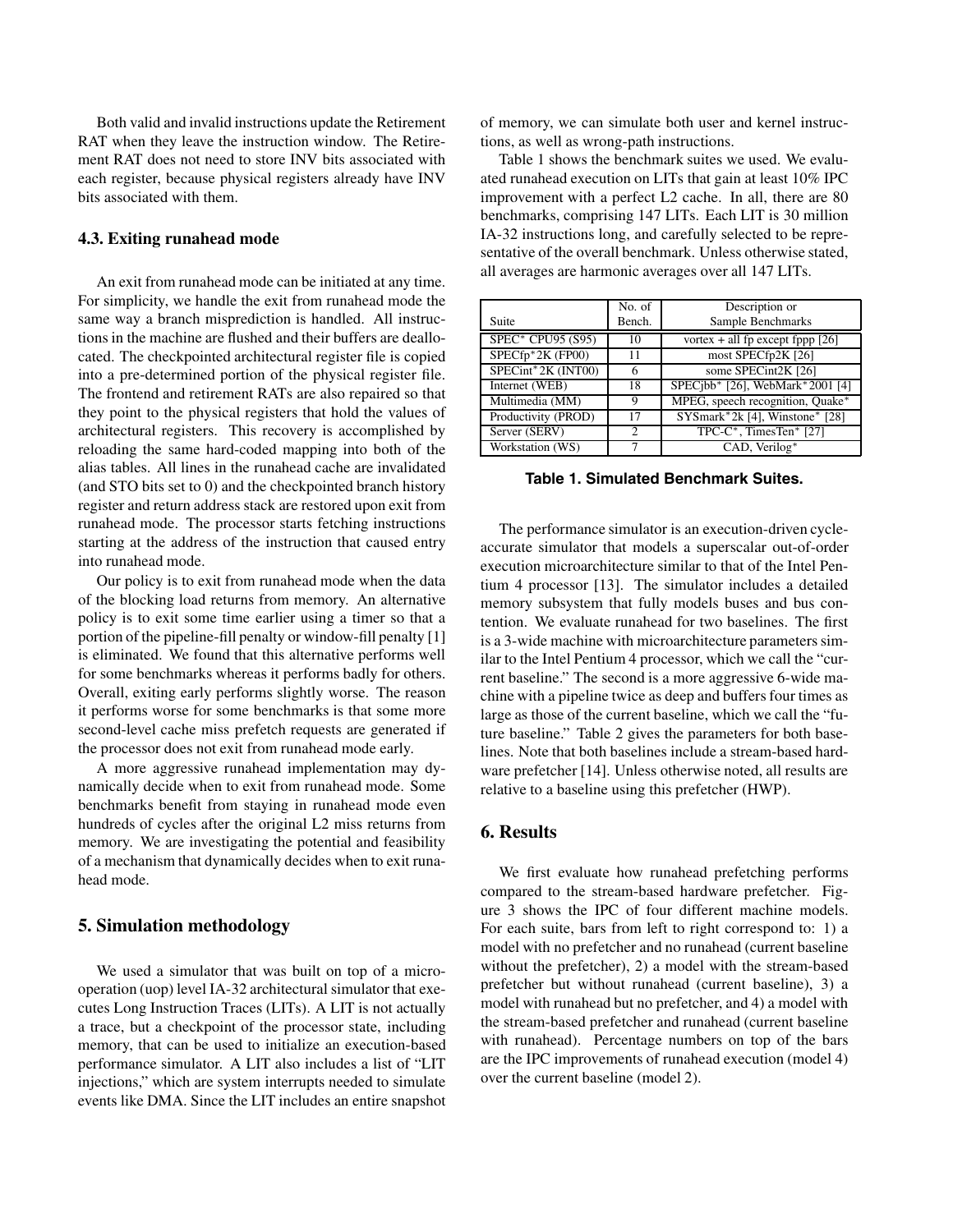Both valid and invalid instructions update the Retirement RAT when they leave the instruction window. The Retirement RAT does not need to store INV bits associated with each register, because physical registers already have INV bits associated with them.

### 4.3. Exiting runahead mode

An exit from runahead mode can be initiated at any time. For simplicity, we handle the exit from runahead mode the same way a branch misprediction is handled. All instructions in the machine are flushed and their buffers are deallocated. The checkpointed architectural register file is copied into a pre-determined portion of the physical register file. The frontend and retirement RATs are also repaired so that they point to the physical registers that hold the values of architectural registers. This recovery is accomplished by reloading the same hard-coded mapping into both of the alias tables. All lines in the runahead cache are invalidated (and STO bits set to 0) and the checkpointed branch history register and return address stack are restored upon exit from runahead mode. The processor starts fetching instructions starting at the address of the instruction that caused entry into runahead mode.

Our policy is to exit from runahead mode when the data of the blocking load returns from memory. An alternative policy is to exit some time earlier using a timer so that a portion of the pipeline-fill penalty or window-fill penalty [1] is eliminated. We found that this alternative performs well for some benchmarks whereas it performs badly for others. Overall, exiting early performs slightly worse. The reason it performs worse for some benchmarks is that some more second-level cache miss prefetch requests are generated if the processor does not exit from runahead mode early.

A more aggressive runahead implementation may dynamically decide when to exit from runahead mode. Some benchmarks benefit from staying in runahead mode even hundreds of cycles after the original L2 miss returns from memory. We are investigating the potential and feasibility of a mechanism that dynamically decides when to exit runahead mode.

## 5. Simulation methodology

We used a simulator that was built on top of a micro-operation (uop) level IA-32 architectural simulator that executes Long Instruction Traces (LITs). A LIT is not actually a trace, but a checkpoint of the processor state, including memory, that can be used to initialize an execution-based performance simulator. A LIT also includes a list of "LIT injections," which are system interrupts needed to simulate events like DMA. Since the LIT includes an entire snapshot of memory, we can simulate both user and kernel instructions, as well as wrong-path instructions.

Table 1 shows the benchmark suites we used. We evaluated runahead execution on LITs that gain at least 10% IPC improvement with a perfect L2 cache. In all, there are 80 benchmarks, comprising 147 LITs. Each LIT is 30 million IA-32 instructions long, and carefully selected to be representative of the overall benchmark. Unless otherwise stated, all averages are harmonic averages over all 147 LITs.

| Suite | No. of Bench. | Description or Sample Benchmarks |
|---|---|---|
| SPEC* CPU95 (S95) | 10 | vortex + all fp except fppp [26] |
| SPECfp*2K (FP00) | 11 | most SPECfp2K [26] |
| SPECint*2K (INT00) | 6 | some SPECint2K [26] |
| Internet (WEB) | 18 | SPECjbb* [26], WebMark*2001 [4] |
| Multimedia (MM) | 9 | MPEG, speech recognition, Quake* |
| Productivity (PROD) | 17 | SYSmark*2k [4], Winstone* [28] |
| Server (SERV) | 2 | TPC-C*, TimesTen* [27] |
| Workstation (WS) | 7 | CAD, Verilog* |

**Table 1. Simulated Benchmark Suites.**

The performance simulator is an execution-driven cycle-accurate simulator that models a superscalar out-of-order execution microarchitecture similar to that of the Intel Pentium 4 processor [13]. The simulator includes a detailed memory subsystem that fully models buses and bus contention. We evaluate runahead for two baselines. The first is a 3-wide machine with microarchitecture parameters similar to the Intel Pentium 4 processor, which we call the "current baseline." The second is a more aggressive 6-wide machine with a pipeline twice as deep and buffers four times as large as those of the current baseline, which we call the "future baseline." Table 2 gives the parameters for both baselines. Note that both baselines include a stream-based hardware prefetcher [14]. Unless otherwise noted, all results are relative to a baseline using this prefetcher (HWP).

## 6. Results

We first evaluate how runahead prefetching performs compared to the stream-based hardware prefetcher. Figure 3 shows the IPC of four different machine models. For each suite, bars from left to right correspond to: 1) a model with no prefetcher and no runahead (current baseline without the prefetcher), 2) a model with the stream-based prefetcher but without runahead (current baseline), 3) a model with runahead but no prefetcher, and 4) a model with the stream-based prefetcher and runahead (current baseline with runahead). Percentage numbers on top of the bars are the IPC improvements of runahead execution (model 4) over the current baseline (model 2).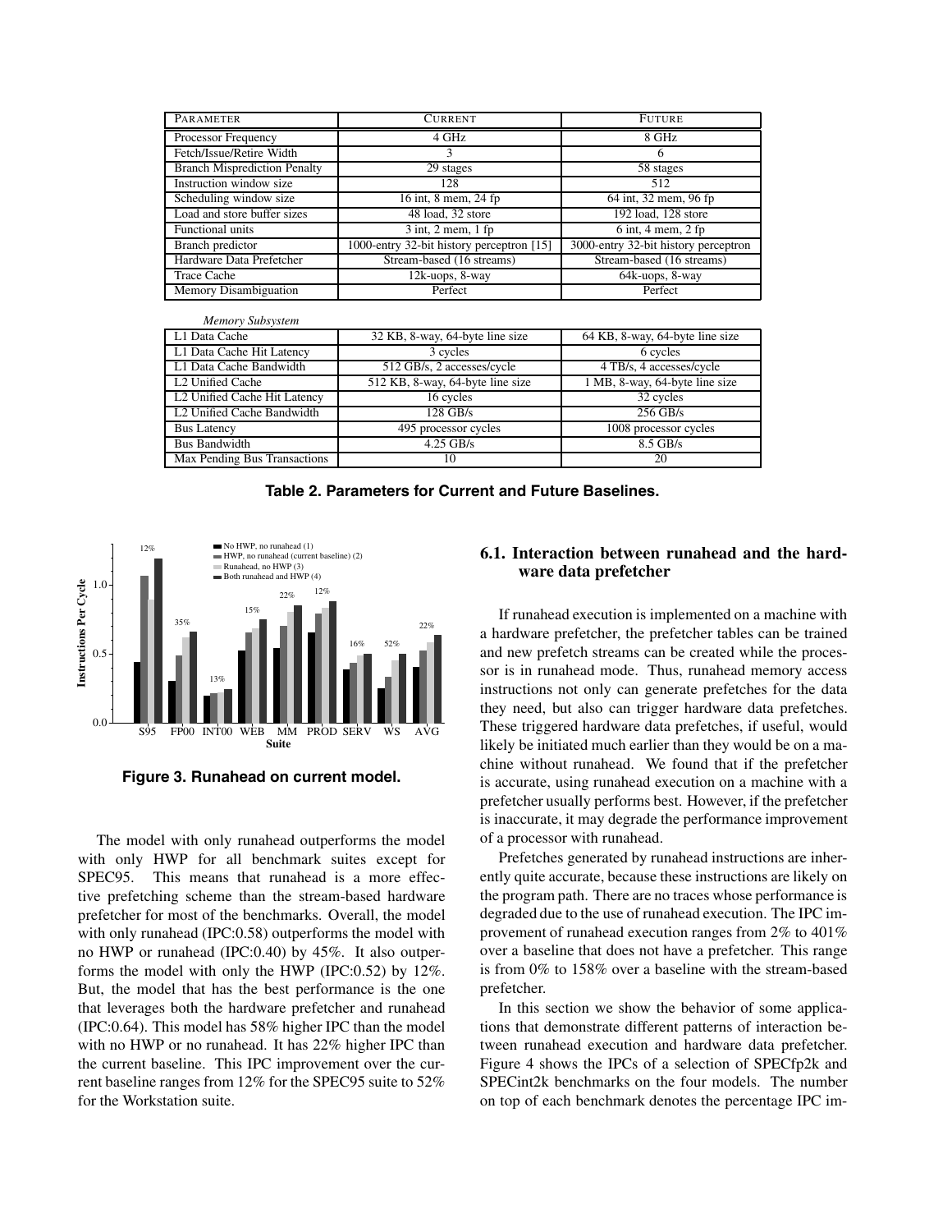| Parameter | Current | Future |
|---|---|---|
| Processor Frequency | 4 GHz | 8 GHz |
| Fetch/Issue/Retire Width | 3 | 6 |
| Branch Misprediction Penalty | 29 stages | 58 stages |
| Instruction window size | 128 | 512 |
| Scheduling window size | 16 int, 8 mem, 24 fp | 64 int, 32 mem, 96 fp |
| Load and store buffer sizes | 48 load, 32 store | 192 load, 128 store |
| Functional units | 3 int, 2 mem, 1 fp | 6 int, 4 mem, 2 fp |
| Branch predictor | 1000-entry 32-bit history perceptron [15] | 3000-entry 32-bit history perceptron |
| Hardware Data Prefetcher | Stream-based (16 streams) | Stream-based (16 streams) |
| Trace Cache | 12k-uops, 8-way | 64k-uops, 8-way |
| Memory Disambiguation | Perfect | Perfect |
| *Memory Subsystem* | | |
| L1 Data Cache | 32 KB, 8-way, 64-byte line size | 64 KB, 8-way, 64-byte line size |
| L1 Data Cache Hit Latency | 3 cycles | 6 cycles |
| L1 Data Cache Bandwidth | 512 GB/s, 2 accesses/cycle | 4 TB/s, 4 accesses/cycle |
| L2 Unified Cache | 512 KB, 8-way, 64-byte line size | 1 MB, 8-way, 64-byte line size |
| L2 Unified Cache Hit Latency | 16 cycles | 32 cycles |
| L2 Unified Cache Bandwidth | 128 GB/s | 256 GB/s |
| Bus Latency | 495 processor cycles | 1008 processor cycles |
| Bus Bandwidth | 4.25 GB/s | 8.5 GB/s |
| Max Pending Bus Transactions | 10 | 20 |

**Table 2. Parameters for Current and Future Baselines.**

**Figure 3. Runahead on current model.**

The model with only runahead outperforms the model with only HWP for all benchmark suites except for SPEC95. This means that runahead is a more effective prefetching scheme than the stream-based hardware prefetcher for most of the benchmarks. Overall, the model with only runahead (IPC:0.58) outperforms the model with no HWP or runahead (IPC:0.40) by 45%. It also outperforms the model with only the HWP (IPC:0.52) by 12%. But, the model that has the best performance is the one that leverages both the hardware prefetcher and runahead (IPC:0.64). This model has 58% higher IPC than the model with no HWP or no runahead. It has 22% higher IPC than the current baseline. This IPC improvement over the current baseline ranges from 12% for the SPEC95 suite to 52% for the Workstation suite.

### 6.1. Interaction between runahead and the hardware data prefetcher

If runahead execution is implemented on a machine with a hardware prefetcher, the prefetcher tables can be trained and new prefetch streams can be created while the processor is in runahead mode. Thus, runahead memory access instructions not only can generate prefetches for the data they need, but also can trigger hardware data prefetches. These triggered hardware data prefetches, if useful, would likely be initiated much earlier than they would be on a machine without runahead. We found that if the prefetcher is accurate, using runahead execution on a machine with a prefetcher usually performs best. However, if the prefetcher is inaccurate, it may degrade the performance improvement of a processor with runahead.

Prefetches generated by runahead instructions are inherently quite accurate, because these instructions are likely on the program path. There are no traces whose performance is degraded due to the use of runahead execution. The IPC improvement of runahead execution ranges from 2% to 401% over a baseline that does not have a prefetcher. This range is from 0% to 158% over a baseline with the stream-based prefetcher.

In this section we show the behavior of some applications that demonstrate different patterns of interaction between runahead execution and hardware data prefetcher. Figure 4 shows the IPCs of a selection of SPECfp2k and SPECint2k benchmarks on the four models. The number on top of each benchmark denotes the percentage IPC im-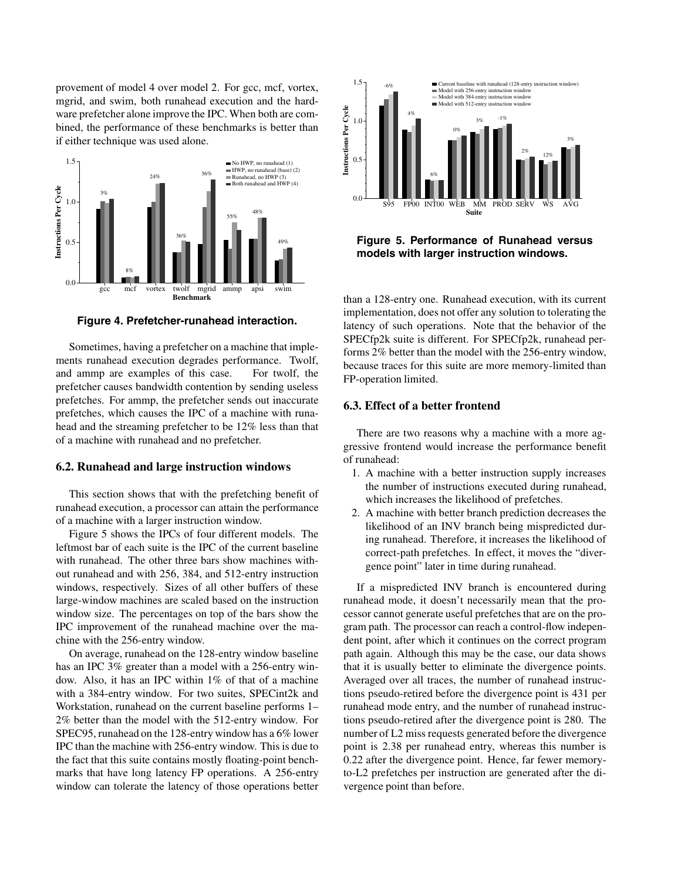provement of model 4 over model 2. For gcc, mcf, vortex, mgrid, and swim, both runahead execution and the hardware prefetcher alone improve the IPC. When both are combined, the performance of these benchmarks is better than if either technique was used alone.

**Figure 4. Prefetcher-runahead interaction.**

Sometimes, having a prefetcher on a machine that implements runahead execution degrades performance. Twolf, and ammp are examples of this case. For twolf, the prefetcher causes bandwidth contention by sending useless prefetches. For ammp, the prefetcher sends out inaccurate prefetches, which causes the IPC of a machine with runahead and the streaming prefetcher to be 12% less than that of a machine with runahead and no prefetcher.

### 6.2. Runahead and large instruction windows

This section shows that with the prefetching benefit of runahead execution, a processor can attain the performance of a machine with a larger instruction window.

Figure 5 shows the IPCs of four different models. The leftmost bar of each suite is the IPC of the current baseline with runahead. The other three bars show machines without runahead and with 256, 384, and 512-entry instruction windows, respectively. Sizes of all other buffers of these large-window machines are scaled based on the instruction window size. The percentages on top of the bars show the IPC improvement of the runahead machine over the machine with the 256-entry window.

On average, runahead on the 128-entry window baseline has an IPC 3% greater than a model with a 256-entry window. Also, it has an IPC within 1% of that of a machine with a 384-entry window. For two suites, SPECint2k and Workstation, runahead on the current baseline performs 1–2% better than the model with the 512-entry window. For SPEC95, runahead on the 128-entry window has a 6% lower IPC than the machine with 256-entry window. This is due to the fact that this suite contains mostly floating-point benchmarks that have long latency FP operations. A 256-entry window can tolerate the latency of those operations better than a 128-entry one. Runahead execution, with its current implementation, does not offer any solution to tolerating the latency of such operations. Note that the behavior of the SPECfp2k suite is different. For SPECfp2k, runahead performs 2% better than the model with the 256-entry window, because traces for this suite are more memory-limited than FP-operation limited.

**Figure 5. Performance of Runahead versus models with larger instruction windows.**

### 6.3. Effect of a better frontend

There are two reasons why a machine with a more aggressive frontend would increase the performance benefit of runahead:

1. A machine with a better instruction supply increases the number of instructions executed during runahead, which increases the likelihood of prefetches.
2. A machine with better branch prediction decreases the likelihood of an INV branch being mispredicted during runahead. Therefore, it increases the likelihood of correct-path prefetches. In effect, it moves the "divergence point" later in time during runahead.

If a mispredicted INV branch is encountered during runahead mode, it doesn't necessarily mean that the processor cannot generate useful prefetches that are on the program path. The processor can reach a control-flow independent point, after which it continues on the correct program path again. Although this may be the case, our data shows that it is usually better to eliminate the divergence points. Averaged over all traces, the number of runahead instructions pseudo-retired before the divergence point is 431 per runahead mode entry, and the number of runahead instructions pseudo-retired after the divergence point is 280. The number of L2 miss requests generated before the divergence point is 2.38 per runahead entry, whereas this number is 0.22 after the divergence point. Hence, far fewer memory-to-L2 prefetches per instruction are generated after the divergence point than before.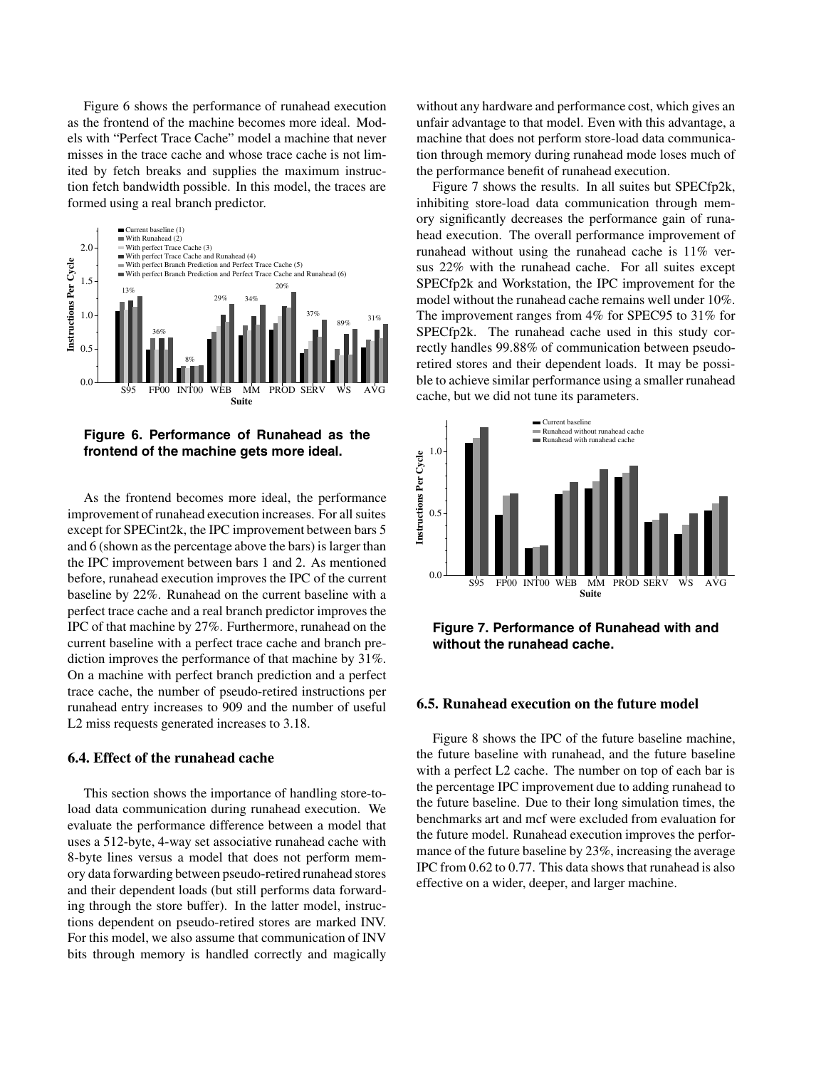Figure 6 shows the performance of runahead execution as the frontend of the machine becomes more ideal. Models with "Perfect Trace Cache" model a machine that never misses in the trace cache and whose trace cache is not limited by fetch breaks and supplies the maximum instruction fetch bandwidth possible. In this model, the traces are formed using a real branch predictor.

**Figure 6. Performance of Runahead as the frontend of the machine gets more ideal.**

As the frontend becomes more ideal, the performance improvement of runahead execution increases. For all suites except for SPECint2k, the IPC improvement between bars 5 and 6 (shown as the percentage above the bars) is larger than the IPC improvement between bars 1 and 2. As mentioned before, runahead execution improves the IPC of the current baseline by 22%. Runahead on the current baseline with a perfect trace cache and a real branch predictor improves the IPC of that machine by 27%. Furthermore, runahead on the current baseline with a perfect trace cache and branch prediction improves the performance of that machine by 31%. On a machine with perfect branch prediction and a perfect trace cache, the number of pseudo-retired instructions per runahead entry increases to 909 and the number of useful L2 miss requests generated increases to 3.18.

### 6.4. Effect of the runahead cache

This section shows the importance of handling store-to-load data communication during runahead execution. We evaluate the performance difference between a model that uses a 512-byte, 4-way set associative runahead cache with 8-byte lines versus a model that does not perform memory data forwarding between pseudo-retired runahead stores and their dependent loads (but still performs data forwarding through the store buffer). In the latter model, instructions dependent on pseudo-retired stores are marked INV. For this model, we also assume that communication of INV bits through memory is handled correctly and magically without any hardware and performance cost, which gives an unfair advantage to that model. Even with this advantage, a machine that does not perform store-load data communication through memory during runahead mode loses much of the performance benefit of runahead execution.

Figure 7 shows the results. In all suites but SPECfp2k, inhibiting store-load data communication through memory significantly decreases the performance gain of runahead execution. The overall performance improvement of runahead without using the runahead cache is 11% versus 22% with the runahead cache. For all suites except SPECfp2k and Workstation, the IPC improvement for the model without the runahead cache remains well under 10%. The improvement ranges from 4% for SPEC95 to 31% for SPECfp2k. The runahead cache used in this study correctly handles 99.88% of communication between pseudo-retired stores and their dependent loads. It may be possible to achieve similar performance using a smaller runahead cache, but we did not tune its parameters.

**Figure 7. Performance of Runahead with and without the runahead cache.**

### 6.5. Runahead execution on the future model

Figure 8 shows the IPC of the future baseline machine, the future baseline with runahead, and the future baseline with a perfect L2 cache. The number on top of each bar is the percentage IPC improvement due to adding runahead to the future baseline. Due to their long simulation times, the benchmarks art and mcf were excluded from evaluation for the future model. Runahead execution improves the performance of the future baseline by 23%, increasing the average IPC from 0.62 to 0.77. This data shows that runahead is also effective on a wider, deeper, and larger machine.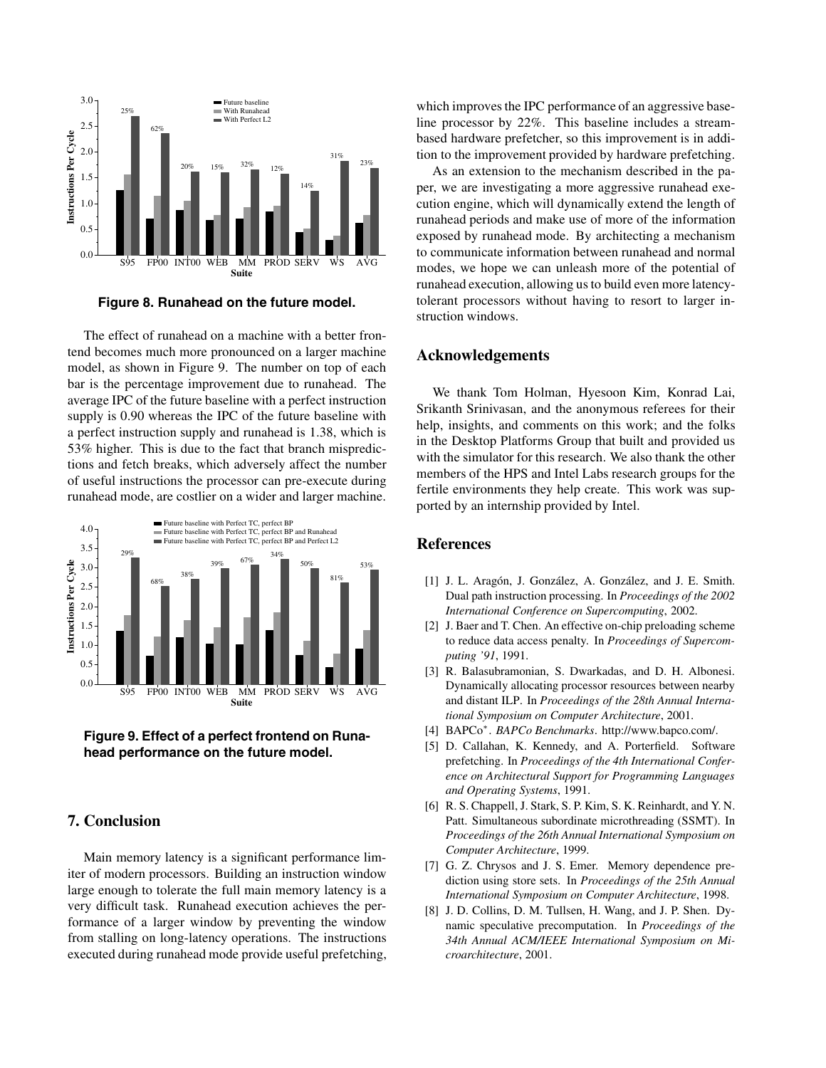**Figure 8. Runahead on the future model.**

The effect of runahead on a machine with a better frontend becomes much more pronounced on a larger machine model, as shown in Figure 9. The number on top of each bar is the percentage improvement due to runahead. The average IPC of the future baseline with a perfect instruction supply is 0.90 whereas the IPC of the future baseline with a perfect instruction supply and runahead is 1.38, which is 53% higher. This is due to the fact that branch mispredictions and fetch breaks, which adversely affect the number of useful instructions the processor can pre-execute during runahead mode, are costlier on a wider and larger machine.

**Figure 9. Effect of a perfect frontend on Runahead performance on the future model.**

## 7. Conclusion

Main memory latency is a significant performance limiter of modern processors. Building an instruction window large enough to tolerate the full main memory latency is a very difficult task. Runahead execution achieves the performance of a larger window by preventing the window from stalling on long-latency operations. The instructions executed during runahead mode provide useful prefetching, which improves the IPC performance of an aggressive baseline processor by 22%. This baseline includes a stream-based hardware prefetcher, so this improvement is in addition to the improvement provided by hardware prefetching.

As an extension to the mechanism described in the paper, we are investigating a more aggressive runahead execution engine, which will dynamically extend the length of runahead periods and make use of more of the information exposed by runahead mode. By architecting a mechanism to communicate information between runahead and normal modes, we hope we can unleash more of the potential of runahead execution, allowing us to build even more latency-tolerant processors without having to resort to larger instruction windows.

## Acknowledgements

We thank Tom Holman, Hyesoon Kim, Konrad Lai, Srikanth Srinivasan, and the anonymous referees for their help, insights, and comments on this work; and the folks in the Desktop Platforms Group that built and provided us with the simulator for this research. We also thank the other members of the HPS and Intel Labs research groups for the fertile environments they help create. This work was supported by an internship provided by Intel.

## References

[1] J. L. Aragón, J. González, A. González, and J. E. Smith. Dual path instruction processing. In *Proceedings of the 2002 International Conference on Supercomputing*, 2002.

[2] J. Baer and T. Chen. An effective on-chip preloading scheme to reduce data access penalty. In *Proceedings of Supercomputing '91*, 1991.

[3] R. Balasubramonian, S. Dwarkadas, and D. H. Albonesi. Dynamically allocating processor resources between nearby and distant ILP. In *Proceedings of the 28th Annual International Symposium on Computer Architecture*, 2001.

[4] BAPCo*. *BAPCo Benchmarks*. http://www.bapco.com/.

[5] D. Callahan, K. Kennedy, and A. Porterfield. Software prefetching. In *Proceedings of the 4th International Conference on Architectural Support for Programming Languages and Operating Systems*, 1991.

[6] R. S. Chappell, J. Stark, S. P. Kim, S. K. Reinhardt, and Y. N. Patt. Simultaneous subordinate microthreading (SSMT). In *Proceedings of the 26th Annual International Symposium on Computer Architecture*, 1999.

[7] G. Z. Chrysos and J. S. Emer. Memory dependence prediction using store sets. In *Proceedings of the 25th Annual International Symposium on Computer Architecture*, 1998.

[8] J. D. Collins, D. M. Tullsen, H. Wang, and J. P. Shen. Dynamic speculative precomputation. In *Proceedings of the 34th Annual ACM/IEEE International Symposium on Microarchitecture*, 2001.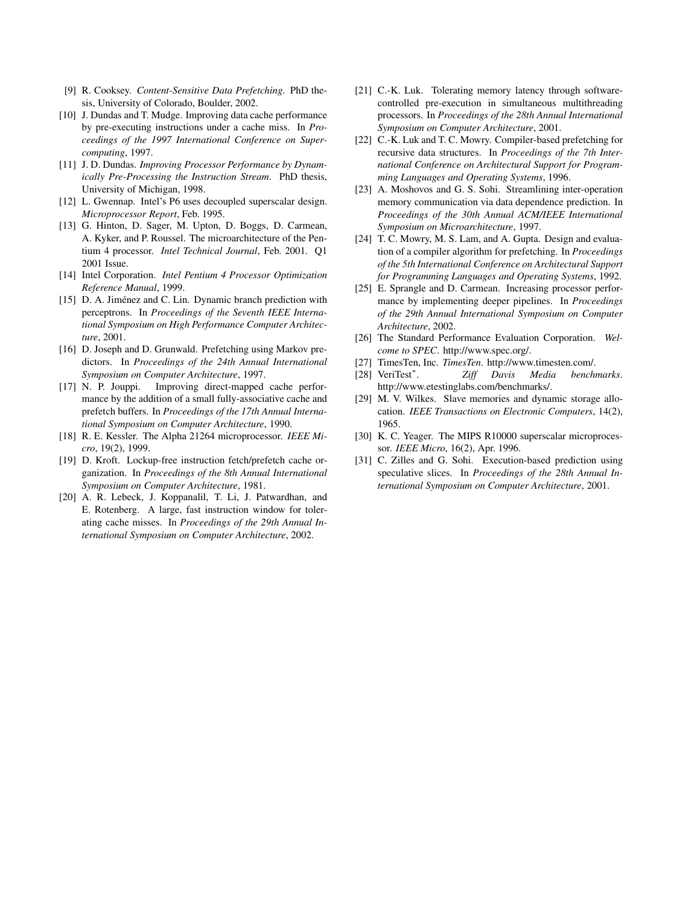[9] R. Cooksey. *Content-Sensitive Data Prefetching*. PhD thesis, University of Colorado, Boulder, 2002.

[10] J. Dundas and T. Mudge. Improving data cache performance by pre-executing instructions under a cache miss. In *Proceedings of the 1997 International Conference on Supercomputing*, 1997.

[11] J. D. Dundas. *Improving Processor Performance by Dynamically Pre-Processing the Instruction Stream*. PhD thesis, University of Michigan, 1998.

[12] L. Gwennap. Intel's P6 uses decoupled superscalar design. *Microprocessor Report*, Feb. 1995.

[13] G. Hinton, D. Sager, M. Upton, D. Boggs, D. Carmean, A. Kyker, and P. Roussel. The microarchitecture of the Pentium 4 processor. *Intel Technical Journal*, Feb. 2001. Q1 2001 Issue.

[14] Intel Corporation. *Intel Pentium 4 Processor Optimization Reference Manual*, 1999.

[15] D. A. Jiménez and C. Lin. Dynamic branch prediction with perceptrons. In *Proceedings of the Seventh IEEE International Symposium on High Performance Computer Architecture*, 2001.

[16] D. Joseph and D. Grunwald. Prefetching using Markov predictors. In *Proceedings of the 24th Annual International Symposium on Computer Architecture*, 1997.

[17] N. P. Jouppi. Improving direct-mapped cache performance by the addition of a small fully-associative cache and prefetch buffers. In *Proceedings of the 17th Annual International Symposium on Computer Architecture*, 1990.

[18] R. E. Kessler. The Alpha 21264 microprocessor. *IEEE Micro*, 19(2), 1999.

[19] D. Kroft. Lockup-free instruction fetch/prefetch cache organization. In *Proceedings of the 8th Annual International Symposium on Computer Architecture*, 1981.

[20] A. R. Lebeck, J. Koppanalil, T. Li, J. Patwardhan, and E. Rotenberg. A large, fast instruction window for tolerating cache misses. In *Proceedings of the 29th Annual International Symposium on Computer Architecture*, 2002.

[21] C.-K. Luk. Tolerating memory latency through software-controlled pre-execution in simultaneous multithreading processors. In *Proceedings of the 28th Annual International Symposium on Computer Architecture*, 2001.

[22] C.-K. Luk and T. C. Mowry. Compiler-based prefetching for recursive data structures. In *Proceedings of the 7th International Conference on Architectural Support for Programming Languages and Operating Systems*, 1996.

[23] A. Moshovos and G. S. Sohi. Streamlining inter-operation memory communication via data dependence prediction. In *Proceedings of the 30th Annual ACM/IEEE International Symposium on Microarchitecture*, 1997.

[24] T. C. Mowry, M. S. Lam, and A. Gupta. Design and evaluation of a compiler algorithm for prefetching. In *Proceedings of the 5th International Conference on Architectural Support for Programming Languages and Operating Systems*, 1992.

[25] E. Sprangle and D. Carmean. Increasing processor performance by implementing deeper pipelines. In *Proceedings of the 29th Annual International Symposium on Computer Architecture*, 2002.

[26] The Standard Performance Evaluation Corporation. *Welcome to SPEC*. http://www.spec.org/.

[27] TimesTen, Inc. *TimesTen*. http://www.timesten.com/.

[28] VeriTest*. *Ziff Davis Media benchmarks*. http://www.etestinglabs.com/benchmarks/.

[29] M. V. Wilkes. Slave memories and dynamic storage allocation. *IEEE Transactions on Electronic Computers*, 14(2), 1965.

[30] K. C. Yeager. The MIPS R10000 superscalar microprocessor. *IEEE Micro*, 16(2), Apr. 1996.

[31] C. Zilles and G. Sohi. Execution-based prediction using speculative slices. In *Proceedings of the 28th Annual International Symposium on Computer Architecture*, 2001.